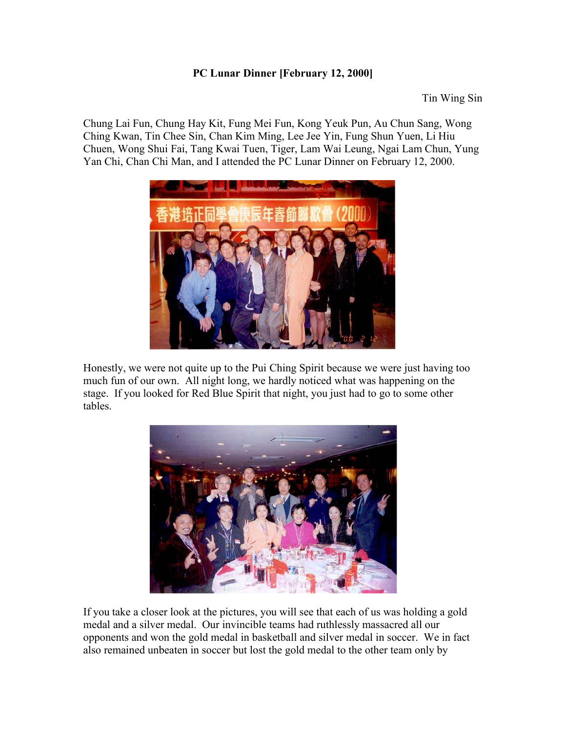**PC Lunar Dinner [February 12, 2000]**

Tin Wing Sin

Chung Lai Fun, Chung Hay Kit, Fung Mei Fun, Kong Yeuk Pun, Au Chun Sang, Wong Ching Kwan, Tin Chee Sin, Chan Kim Ming, Lee Jee Yin, Fung Shun Yuen, Li Hiu Chuen, Wong Shui Fai, Tang Kwai Tuen, Tiger, Lam Wai Leung, Ngai Lam Chun, Yung Yan Chi, Chan Chi Man, and I attended the PC Lunar Dinner on February 12, 2000.

Honestly, we were not quite up to the Pui Ching Spirit because we were just having too much fun of our own. All night long, we hardly noticed what was happening on the stage. If you looked for Red Blue Spirit that night, you just had to go to some other tables.

If you take a closer look at the pictures, you will see that each of us was holding a gold medal and a silver medal. Our invincible teams had ruthlessly massacred all our opponents and won the gold medal in basketball and silver medal in soccer. We in fact also remained unbeaten in soccer but lost the gold medal to the other team only by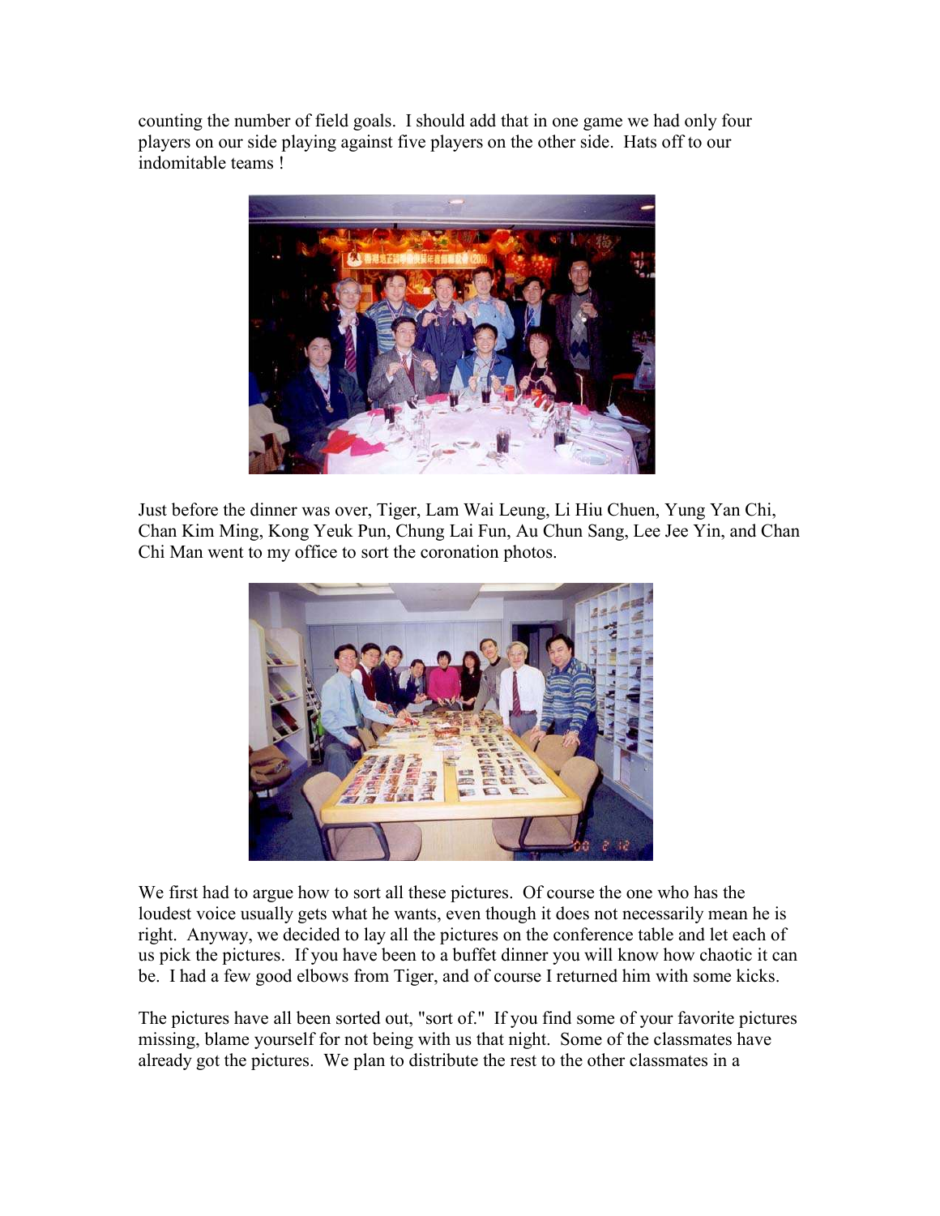counting the number of field goals. I should add that in one game we had only four players on our side playing against five players on the other side. Hats off to our indomitable teams !

Just before the dinner was over, Tiger, Lam Wai Leung, Li Hiu Chuen, Yung Yan Chi, Chan Kim Ming, Kong Yeuk Pun, Chung Lai Fun, Au Chun Sang, Lee Jee Yin, and Chan Chi Man went to my office to sort the coronation photos.

We first had to argue how to sort all these pictures. Of course the one who has the loudest voice usually gets what he wants, even though it does not necessarily mean he is right. Anyway, we decided to lay all the pictures on the conference table and let each of us pick the pictures. If you have been to a buffet dinner you will know how chaotic it can be. I had a few good elbows from Tiger, and of course I returned him with some kicks.

The pictures have all been sorted out, "sort of." If you find some of your favorite pictures missing, blame yourself for not being with us that night. Some of the classmates have already got the pictures. We plan to distribute the rest to the other classmates in a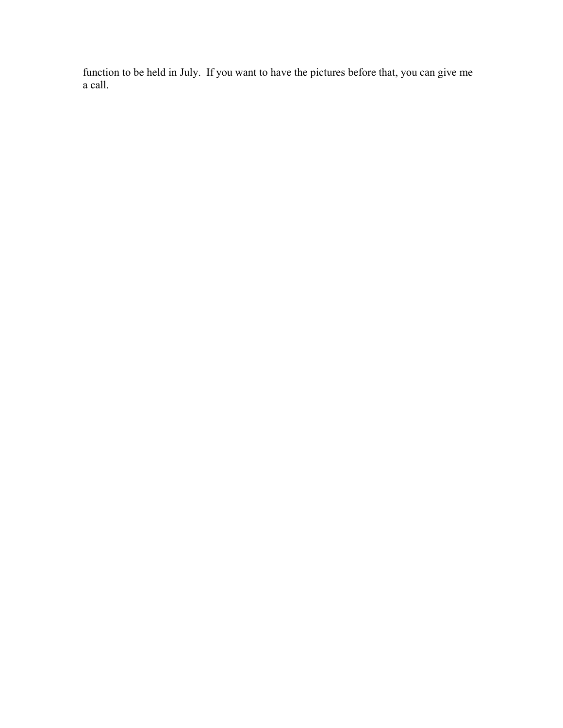function to be held in July.  If you want to have the pictures before that, you can give me a call.